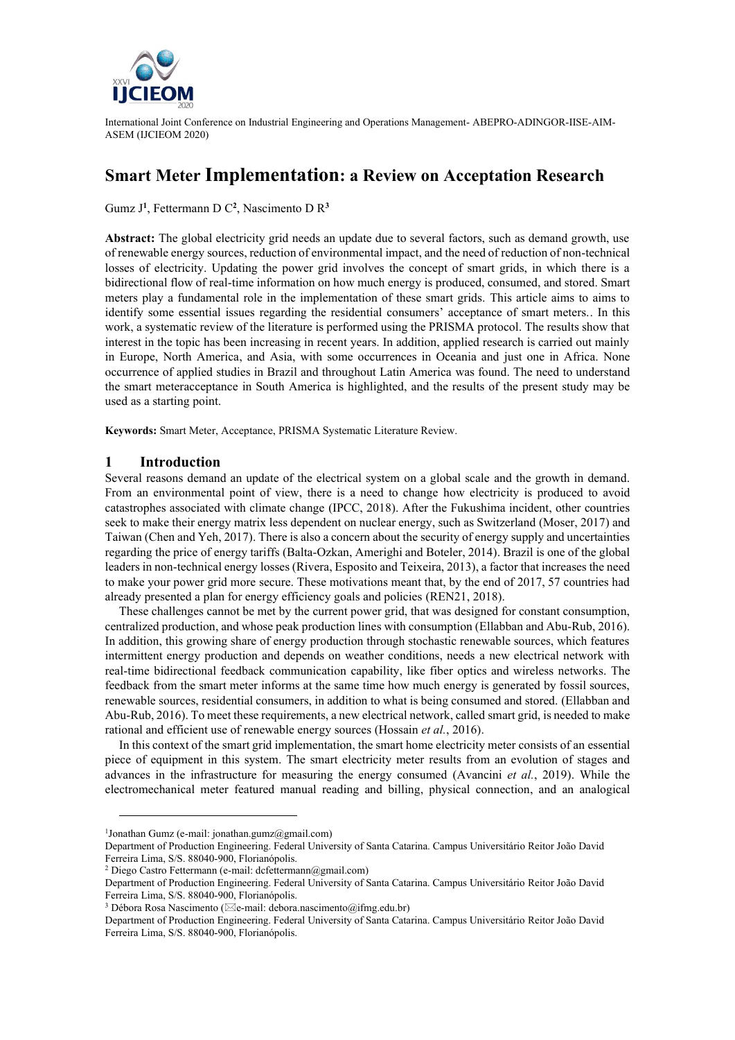International Joint Conference on Industrial Engineering and Operations Management- ABEPRO-ADINGOR-IISE-AIM-ASEM (IJCIEOM 2020)

# Smart Meter Implementation: a Review on Acceptation Research

Gumz J[1], Fettermann D C[2], Nascimento D R[3]

**Abstract:** The global electricity grid needs an update due to several factors, such as demand growth, use of renewable energy sources, reduction of environmental impact, and the need of reduction of non-technical losses of electricity. Updating the power grid involves the concept of smart grids, in which there is a bidirectional flow of real-time information on how much energy is produced, consumed, and stored. Smart meters play a fundamental role in the implementation of these smart grids. This article aims to aims to identify some essential issues regarding the residential consumers' acceptance of smart meters.. In this work, a systematic review of the literature is performed using the PRISMA protocol. The results show that interest in the topic has been increasing in recent years. In addition, applied research is carried out mainly in Europe, North America, and Asia, with some occurrences in Oceania and just one in Africa. None occurrence of applied studies in Brazil and throughout Latin America was found. The need to understand the smart meteracceptance in South America is highlighted, and the results of the present study may be used as a starting point.

**Keywords:** Smart Meter, Acceptance, PRISMA Systematic Literature Review.

## 1 Introduction

Several reasons demand an update of the electrical system on a global scale and the growth in demand. From an environmental point of view, there is a need to change how electricity is produced to avoid catastrophes associated with climate change (IPCC, 2018). After the Fukushima incident, other countries seek to make their energy matrix less dependent on nuclear energy, such as Switzerland (Moser, 2017) and Taiwan (Chen and Yeh, 2017). There is also a concern about the security of energy supply and uncertainties regarding the price of energy tariffs (Balta-Ozkan, Amerighi and Boteler, 2014). Brazil is one of the global leaders in non-technical energy losses (Rivera, Esposito and Teixeira, 2013), a factor that increases the need to make your power grid more secure. These motivations meant that, by the end of 2017, 57 countries had already presented a plan for energy efficiency goals and policies (REN21, 2018).

These challenges cannot be met by the current power grid, that was designed for constant consumption, centralized production, and whose peak production lines with consumption (Ellabban and Abu-Rub, 2016). In addition, this growing share of energy production through stochastic renewable sources, which features intermittent energy production and depends on weather conditions, needs a new electrical network with real-time bidirectional feedback communication capability, like fiber optics and wireless networks. The feedback from the smart meter informs at the same time how much energy is generated by fossil sources, renewable sources, residential consumers, in addition to what is being consumed and stored. (Ellabban and Abu-Rub, 2016). To meet these requirements, a new electrical network, called smart grid, is needed to make rational and efficient use of renewable energy sources (Hossain *et al.*, 2016).

In this context of the smart grid implementation, the smart home electricity meter consists of an essential piece of equipment in this system. The smart electricity meter results from an evolution of stages and advances in the infrastructure for measuring the energy consumed (Avancini *et al.*, 2019). While the electromechanical meter featured manual reading and billing, physical connection, and an analogical

---

[1]Jonathan Gumz (e-mail: jonathan.gumz@gmail.com)
Department of Production Engineering. Federal University of Santa Catarina. Campus Universitário Reitor João David Ferreira Lima, S/S. 88040-900, Florianópolis.

[2] Diego Castro Fettermann (e-mail: dcfettermann@gmail.com)
Department of Production Engineering. Federal University of Santa Catarina. Campus Universitário Reitor João David Ferreira Lima, S/S. 88040-900, Florianópolis.

[3] Débora Rosa Nascimento (✉e-mail: debora.nascimento@ifmg.edu.br)
Department of Production Engineering. Federal University of Santa Catarina. Campus Universitário Reitor João David Ferreira Lima, S/S. 88040-900, Florianópolis.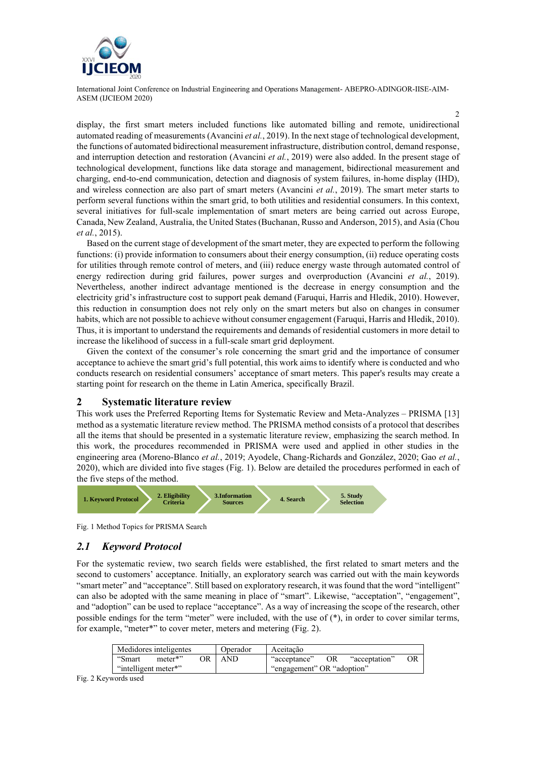display, the first smart meters included functions like automated billing and remote, unidirectional automated reading of measurements (Avancini *et al.*, 2019). In the next stage of technological development, the functions of automated bidirectional measurement infrastructure, distribution control, demand response, and interruption detection and restoration (Avancini *et al.*, 2019) were also added. In the present stage of technological development, functions like data storage and management, bidirectional measurement and charging, end-to-end communication, detection and diagnosis of system failures, in-home display (IHD), and wireless connection are also part of smart meters (Avancini *et al.*, 2019). The smart meter starts to perform several functions within the smart grid, to both utilities and residential consumers. In this context, several initiatives for full-scale implementation of smart meters are being carried out across Europe, Canada, New Zealand, Australia, the United States (Buchanan, Russo and Anderson, 2015), and Asia (Chou *et al.*, 2015).

Based on the current stage of development of the smart meter, they are expected to perform the following functions: (i) provide information to consumers about their energy consumption, (ii) reduce operating costs for utilities through remote control of meters, and (iii) reduce energy waste through automated control of energy redirection during grid failures, power surges and overproduction (Avancini *et al.*, 2019). Nevertheless, another indirect advantage mentioned is the decrease in energy consumption and the electricity grid's infrastructure cost to support peak demand (Faruqui, Harris and Hledik, 2010). However, this reduction in consumption does not rely only on the smart meters but also on changes in consumer habits, which are not possible to achieve without consumer engagement (Faruqui, Harris and Hledik, 2010). Thus, it is important to understand the requirements and demands of residential customers in more detail to increase the likelihood of success in a full-scale smart grid deployment.

Given the context of the consumer's role concerning the smart grid and the importance of consumer acceptance to achieve the smart grid's full potential, this work aims to identify where is conducted and who conducts research on residential consumers' acceptance of smart meters. This paper's results may create a starting point for research on the theme in Latin America, specifically Brazil.

## 2 Systematic literature review

This work uses the Preferred Reporting Items for Systematic Review and Meta-Analyzes – PRISMA [13] method as a systematic literature review method. The PRISMA method consists of a protocol that describes all the items that should be presented in a systematic literature review, emphasizing the search method. In this work, the procedures recommended in PRISMA were used and applied in other studies in the engineering area (Moreno-Blanco *et al.*, 2019; Ayodele, Chang-Richards and González, 2020; Gao *et al.*, 2020), which are divided into five stages (Fig. 1). Below are detailed the procedures performed in each of the five steps of the method.

**1. Keyword Protocol** → **2. Eligibility Criteria** → **3.Information Sources** → **4. Search** → **5. Study Selection**

Fig. 1 Method Topics for PRISMA Search

### *2.1 Keyword Protocol*

For the systematic review, two search fields were established, the first related to smart meters and the second to customers' acceptance. Initially, an exploratory search was carried out with the main keywords "smart meter" and "acceptance". Still based on exploratory research, it was found that the word "intelligent" can also be adopted with the same meaning in place of "smart". Likewise, "acceptation", "engagement", and "adoption" can be used to replace "acceptance". As a way of increasing the scope of the research, other possible endings for the term "meter" were included, with the use of (*), in order to cover similar terms, for example, "meter*" to cover meter, meters and metering (Fig. 2).

| Medidores inteligentes | Operador | Aceitação |
|---|---|---|
| "Smart meter*" OR "intelligent meter*" | AND | "acceptance" OR "acceptation" OR "engagement" OR "adoption" |

Fig. 2 Keywords used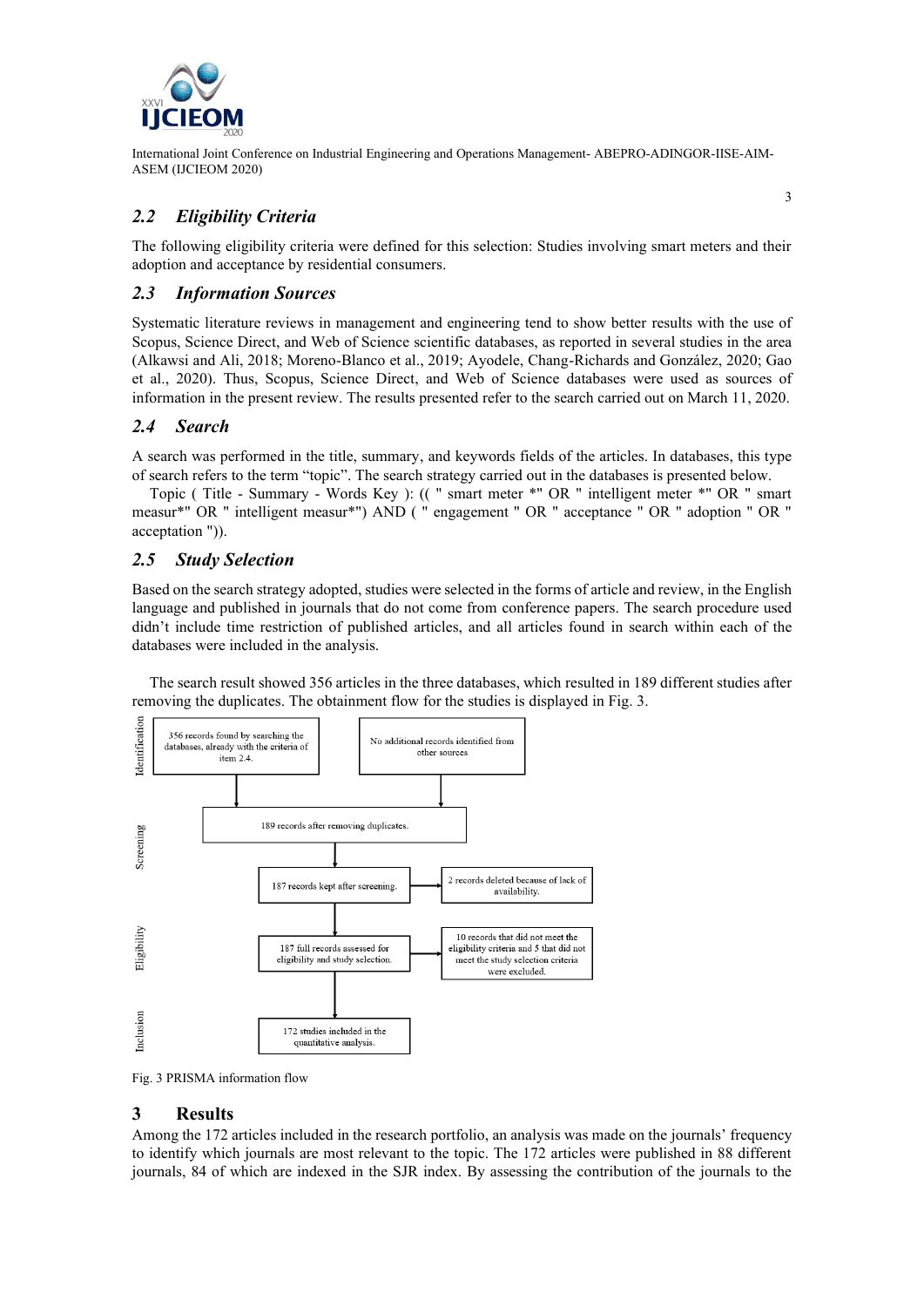## 2.2 *Eligibility Criteria*

The following eligibility criteria were defined for this selection: Studies involving smart meters and their adoption and acceptance by residential consumers.

## 2.3 *Information Sources*

Systematic literature reviews in management and engineering tend to show better results with the use of Scopus, Science Direct, and Web of Science scientific databases, as reported in several studies in the area (Alkawsi and Ali, 2018; Moreno-Blanco et al., 2019; Ayodele, Chang-Richards and González, 2020; Gao et al., 2020). Thus, Scopus, Science Direct, and Web of Science databases were used as sources of information in the present review. The results presented refer to the search carried out on March 11, 2020.

## 2.4 *Search*

A search was performed in the title, summary, and keywords fields of the articles. In databases, this type of search refers to the term "topic". The search strategy carried out in the databases is presented below.

Topic ( Title - Summary - Words Key ): (( " smart meter *" OR " intelligent meter *" OR " smart measur*" OR " intelligent measur*") AND ( " engagement " OR " acceptance " OR " adoption " OR " acceptation ")).

## 2.5 *Study Selection*

Based on the search strategy adopted, studies were selected in the forms of article and review, in the English language and published in journals that do not come from conference papers. The search procedure used didn't include time restriction of published articles, and all articles found in search within each of the databases were included in the analysis.

The search result showed 356 articles in the three databases, which resulted in 189 different studies after removing the duplicates. The obtainment flow for the studies is displayed in Fig. 3.

Identification: 356 records found by searching the databases, already with the criteria of item 2.4. | No additional records identified from other sources

Screening: 189 records after removing duplicates. → 187 records kept after screening. (2 records deleted because of lack of availability.)

Eligibility: 187 full records assessed for eligibility and study selection. (10 records that did not meet the eligibility criteria and 5 that did not meet the study selection criteria were excluded.)

Inclusion: 172 studies included in the quantitative analysis.

Fig. 3 PRISMA information flow

# 3 Results

Among the 172 articles included in the research portfolio, an analysis was made on the journals' frequency to identify which journals are most relevant to the topic. The 172 articles were published in 88 different journals, 84 of which are indexed in the SJR index. By assessing the contribution of the journals to the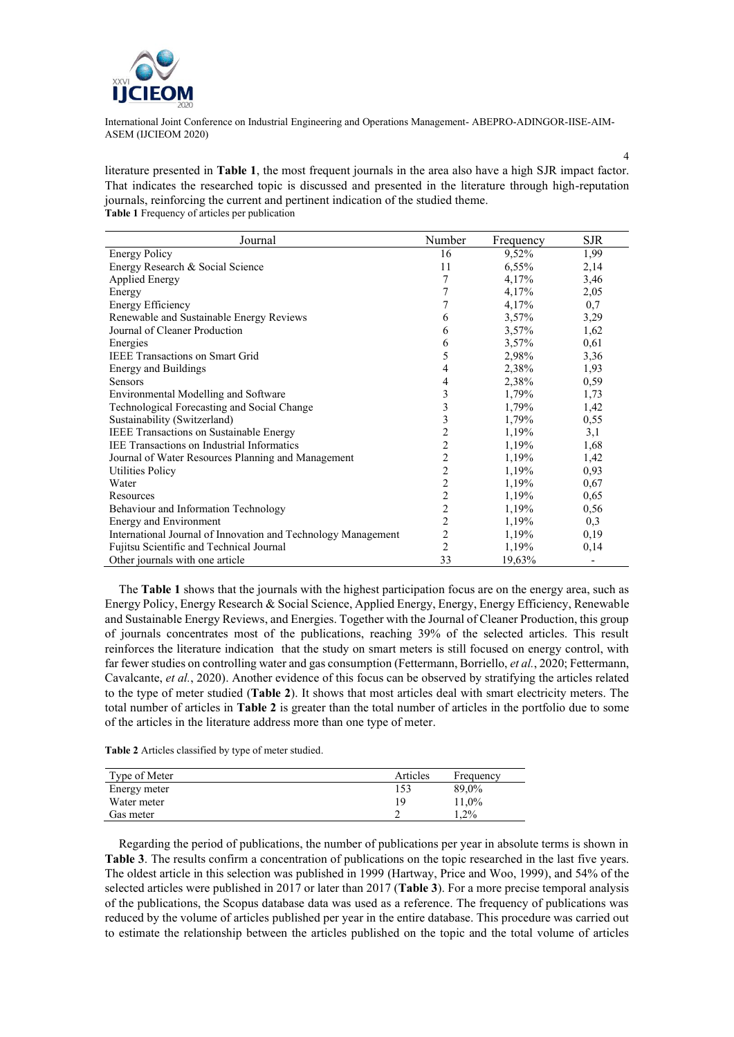literature presented in **Table 1**, the most frequent journals in the area also have a high SJR impact factor. That indicates the researched topic is discussed and presented in the literature through high-reputation journals, reinforcing the current and pertinent indication of the studied theme.

**Table 1** Frequency of articles per publication

| Journal | Number | Frequency | SJR |
|---|---|---|---|
| Energy Policy | 16 | 9,52% | 1,99 |
| Energy Research & Social Science | 11 | 6,55% | 2,14 |
| Applied Energy | 7 | 4,17% | 3,46 |
| Energy | 7 | 4,17% | 2,05 |
| Energy Efficiency | 7 | 4,17% | 0,7 |
| Renewable and Sustainable Energy Reviews | 6 | 3,57% | 3,29 |
| Journal of Cleaner Production | 6 | 3,57% | 1,62 |
| Energies | 6 | 3,57% | 0,61 |
| IEEE Transactions on Smart Grid | 5 | 2,98% | 3,36 |
| Energy and Buildings | 4 | 2,38% | 1,93 |
| Sensors | 4 | 2,38% | 0,59 |
| Environmental Modelling and Software | 3 | 1,79% | 1,73 |
| Technological Forecasting and Social Change | 3 | 1,79% | 1,42 |
| Sustainability (Switzerland) | 3 | 1,79% | 0,55 |
| IEEE Transactions on Sustainable Energy | 2 | 1,19% | 3,1 |
| IEE Transactions on Industrial Informatics | 2 | 1,19% | 1,68 |
| Journal of Water Resources Planning and Management | 2 | 1,19% | 1,42 |
| Utilities Policy | 2 | 1,19% | 0,93 |
| Water | 2 | 1,19% | 0,67 |
| Resources | 2 | 1,19% | 0,65 |
| Behaviour and Information Technology | 2 | 1,19% | 0,56 |
| Energy and Environment | 2 | 1,19% | 0,3 |
| International Journal of Innovation and Technology Management | 2 | 1,19% | 0,19 |
| Fujitsu Scientific and Technical Journal | 2 | 1,19% | 0,14 |
| Other journals with one article | 33 | 19,63% | - |

The **Table 1** shows that the journals with the highest participation focus are on the energy area, such as Energy Policy, Energy Research & Social Science, Applied Energy, Energy, Energy Efficiency, Renewable and Sustainable Energy Reviews, and Energies. Together with the Journal of Cleaner Production, this group of journals concentrates most of the publications, reaching 39% of the selected articles. This result reinforces the literature indication that the study on smart meters is still focused on energy control, with far fewer studies on controlling water and gas consumption (Fettermann, Borriello, *et al.*, 2020; Fettermann, Cavalcante, *et al.*, 2020). Another evidence of this focus can be observed by stratifying the articles related to the type of meter studied (**Table 2**). It shows that most articles deal with smart electricity meters. The total number of articles in **Table 2** is greater than the total number of articles in the portfolio due to some of the articles in the literature address more than one type of meter.

**Table 2** Articles classified by type of meter studied.

| Type of Meter | Articles | Frequency |
|---|---|---|
| Energy meter | 153 | 89,0% |
| Water meter | 19 | 11,0% |
| Gas meter | 2 | 1,2% |

Regarding the period of publications, the number of publications per year in absolute terms is shown in **Table 3**. The results confirm a concentration of publications on the topic researched in the last five years. The oldest article in this selection was published in 1999 (Hartway, Price and Woo, 1999), and 54% of the selected articles were published in 2017 or later than 2017 (**Table 3**). For a more precise temporal analysis of the publications, the Scopus database data was used as a reference. The frequency of publications was reduced by the volume of articles published per year in the entire database. This procedure was carried out to estimate the relationship between the articles published on the topic and the total volume of articles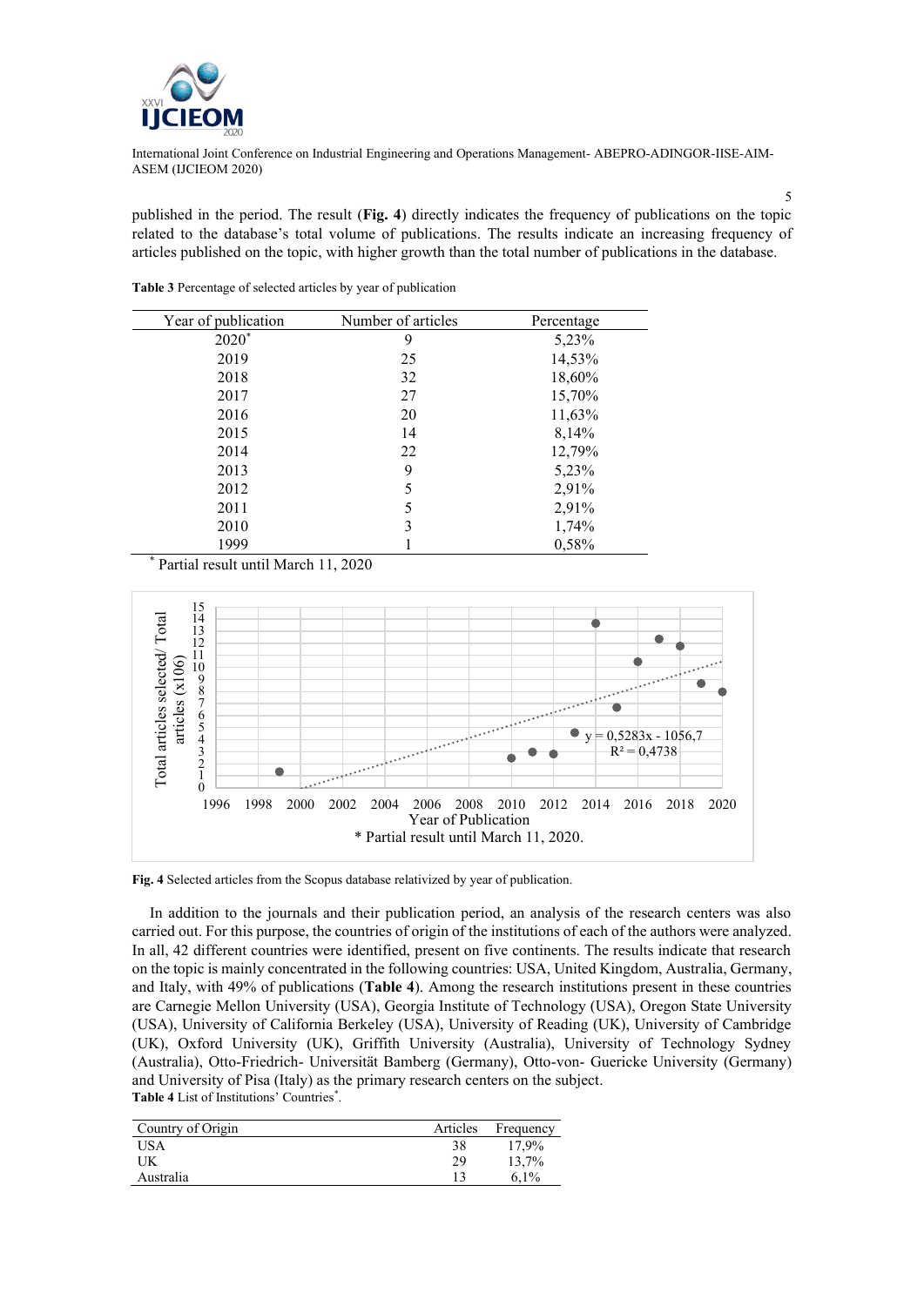published in the period. The result (**Fig. 4**) directly indicates the frequency of publications on the topic related to the database's total volume of publications. The results indicate an increasing frequency of articles published on the topic, with higher growth than the total number of publications in the database.

**Table 3** Percentage of selected articles by year of publication

| Year of publication | Number of articles | Percentage |
|---|---|---|
| 2020* | 9 | 5,23% |
| 2019 | 25 | 14,53% |
| 2018 | 32 | 18,60% |
| 2017 | 27 | 15,70% |
| 2016 | 20 | 11,63% |
| 2015 | 14 | 8,14% |
| 2014 | 22 | 12,79% |
| 2013 | 9 | 5,23% |
| 2012 | 5 | 2,91% |
| 2011 | 5 | 2,91% |
| 2010 | 3 | 1,74% |
| 1999 | 1 | 0,58% |

* Partial result until March 11, 2020

**Fig. 4** Selected articles from the Scopus database relativized by year of publication.

In addition to the journals and their publication period, an analysis of the research centers was also carried out. For this purpose, the countries of origin of the institutions of each of the authors were analyzed. In all, 42 different countries were identified, present on five continents. The results indicate that research on the topic is mainly concentrated in the following countries: USA, United Kingdom, Australia, Germany, and Italy, with 49% of publications (**Table 4**). Among the research institutions present in these countries are Carnegie Mellon University (USA), Georgia Institute of Technology (USA), Oregon State University (USA), University of California Berkeley (USA), University of Reading (UK), University of Cambridge (UK), Oxford University (UK), Griffith University (Australia), University of Technology Sydney (Australia), Otto-Friedrich- Universität Bamberg (Germany), Otto-von- Guericke University (Germany) and University of Pisa (Italy) as the primary research centers on the subject.

**Table 4** List of Institutions' Countries*.

| Country of Origin | Articles | Frequency |
|---|---|---|
| USA | 38 | 17,9% |
| UK | 29 | 13,7% |
| Australia | 13 | 6,1% |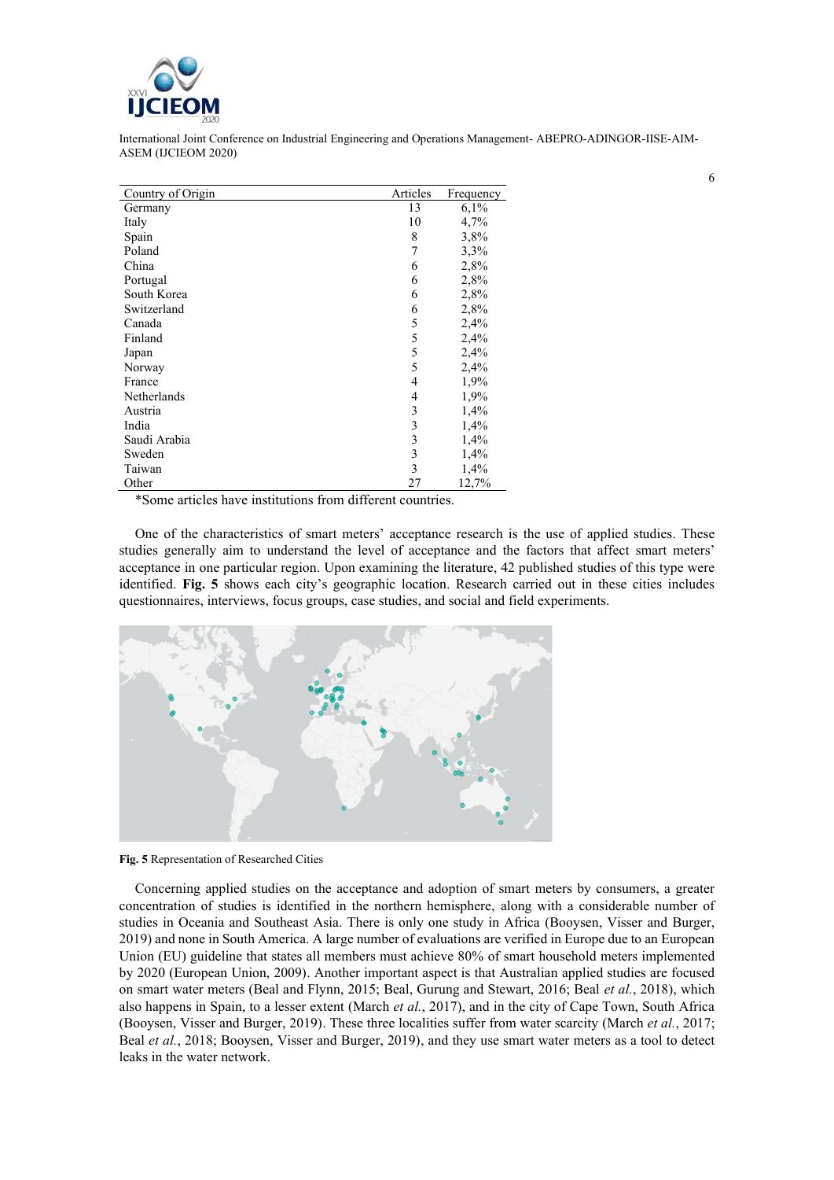| Country of Origin | Articles | Frequency |
|---|---|---|
| Germany | 13 | 6,1% |
| Italy | 10 | 4,7% |
| Spain | 8 | 3,8% |
| Poland | 7 | 3,3% |
| China | 6 | 2,8% |
| Portugal | 6 | 2,8% |
| South Korea | 6 | 2,8% |
| Switzerland | 6 | 2,8% |
| Canada | 5 | 2,4% |
| Finland | 5 | 2,4% |
| Japan | 5 | 2,4% |
| Norway | 5 | 2,4% |
| France | 4 | 1,9% |
| Netherlands | 4 | 1,9% |
| Austria | 3 | 1,4% |
| India | 3 | 1,4% |
| Saudi Arabia | 3 | 1,4% |
| Sweden | 3 | 1,4% |
| Taiwan | 3 | 1,4% |
| Other | 27 | 12,7% |

*Some articles have institutions from different countries.

One of the characteristics of smart meters' acceptance research is the use of applied studies. These studies generally aim to understand the level of acceptance and the factors that affect smart meters' acceptance in one particular region. Upon examining the literature, 42 published studies of this type were identified. **Fig. 5** shows each city's geographic location. Research carried out in these cities includes questionnaires, interviews, focus groups, case studies, and social and field experiments.

**Fig. 5** Representation of Researched Cities

Concerning applied studies on the acceptance and adoption of smart meters by consumers, a greater concentration of studies is identified in the northern hemisphere, along with a considerable number of studies in Oceania and Southeast Asia. There is only one study in Africa (Booysen, Visser and Burger, 2019) and none in South America. A large number of evaluations are verified in Europe due to an European Union (EU) guideline that states all members must achieve 80% of smart household meters implemented by 2020 (European Union, 2009). Another important aspect is that Australian applied studies are focused on smart water meters (Beal and Flynn, 2015; Beal, Gurung and Stewart, 2016; Beal *et al.*, 2018), which also happens in Spain, to a lesser extent (March *et al.*, 2017), and in the city of Cape Town, South Africa (Booysen, Visser and Burger, 2019). These three localities suffer from water scarcity (March *et al.*, 2017; Beal *et al.*, 2018; Booysen, Visser and Burger, 2019), and they use smart water meters as a tool to detect leaks in the water network.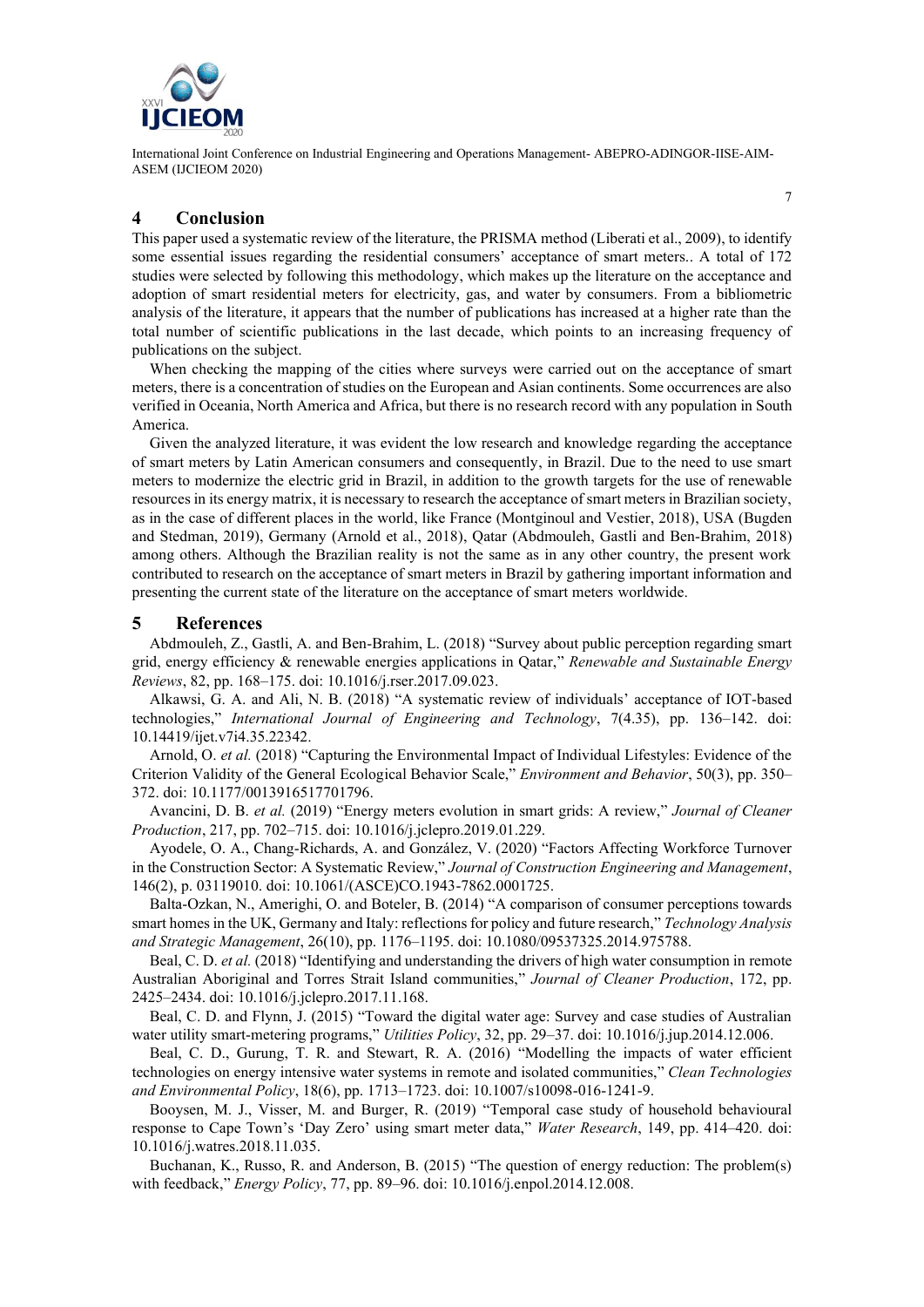## 4 Conclusion

This paper used a systematic review of the literature, the PRISMA method (Liberati et al., 2009), to identify some essential issues regarding the residential consumers' acceptance of smart meters.. A total of 172 studies were selected by following this methodology, which makes up the literature on the acceptance and adoption of smart residential meters for electricity, gas, and water by consumers. From a bibliometric analysis of the literature, it appears that the number of publications has increased at a higher rate than the total number of scientific publications in the last decade, which points to an increasing frequency of publications on the subject.

When checking the mapping of the cities where surveys were carried out on the acceptance of smart meters, there is a concentration of studies on the European and Asian continents. Some occurrences are also verified in Oceania, North America and Africa, but there is no research record with any population in South America.

Given the analyzed literature, it was evident the low research and knowledge regarding the acceptance of smart meters by Latin American consumers and consequently, in Brazil. Due to the need to use smart meters to modernize the electric grid in Brazil, in addition to the growth targets for the use of renewable resources in its energy matrix, it is necessary to research the acceptance of smart meters in Brazilian society, as in the case of different places in the world, like France (Montginoul and Vestier, 2018), USA (Bugden and Stedman, 2019), Germany (Arnold et al., 2018), Qatar (Abdmouleh, Gastli and Ben-Brahim, 2018) among others. Although the Brazilian reality is not the same as in any other country, the present work contributed to research on the acceptance of smart meters in Brazil by gathering important information and presenting the current state of the literature on the acceptance of smart meters worldwide.

## 5 References

Abdmouleh, Z., Gastli, A. and Ben-Brahim, L. (2018) "Survey about public perception regarding smart grid, energy efficiency & renewable energies applications in Qatar," *Renewable and Sustainable Energy Reviews*, 82, pp. 168–175. doi: 10.1016/j.rser.2017.09.023.

Alkawsi, G. A. and Ali, N. B. (2018) "A systematic review of individuals' acceptance of IOT-based technologies," *International Journal of Engineering and Technology*, 7(4.35), pp. 136–142. doi: 10.14419/ijet.v7i4.35.22342.

Arnold, O. *et al.* (2018) "Capturing the Environmental Impact of Individual Lifestyles: Evidence of the Criterion Validity of the General Ecological Behavior Scale," *Environment and Behavior*, 50(3), pp. 350–372. doi: 10.1177/0013916517701796.

Avancini, D. B. *et al.* (2019) "Energy meters evolution in smart grids: A review," *Journal of Cleaner Production*, 217, pp. 702–715. doi: 10.1016/j.jclepro.2019.01.229.

Ayodele, O. A., Chang-Richards, A. and González, V. (2020) "Factors Affecting Workforce Turnover in the Construction Sector: A Systematic Review," *Journal of Construction Engineering and Management*, 146(2), p. 03119010. doi: 10.1061/(ASCE)CO.1943-7862.0001725.

Balta-Ozkan, N., Amerighi, O. and Boteler, B. (2014) "A comparison of consumer perceptions towards smart homes in the UK, Germany and Italy: reflections for policy and future research," *Technology Analysis and Strategic Management*, 26(10), pp. 1176–1195. doi: 10.1080/09537325.2014.975788.

Beal, C. D. *et al.* (2018) "Identifying and understanding the drivers of high water consumption in remote Australian Aboriginal and Torres Strait Island communities," *Journal of Cleaner Production*, 172, pp. 2425–2434. doi: 10.1016/j.jclepro.2017.11.168.

Beal, C. D. and Flynn, J. (2015) "Toward the digital water age: Survey and case studies of Australian water utility smart-metering programs," *Utilities Policy*, 32, pp. 29–37. doi: 10.1016/j.jup.2014.12.006.

Beal, C. D., Gurung, T. R. and Stewart, R. A. (2016) "Modelling the impacts of water efficient technologies on energy intensive water systems in remote and isolated communities," *Clean Technologies and Environmental Policy*, 18(6), pp. 1713–1723. doi: 10.1007/s10098-016-1241-9.

Booysen, M. J., Visser, M. and Burger, R. (2019) "Temporal case study of household behavioural response to Cape Town's 'Day Zero' using smart meter data," *Water Research*, 149, pp. 414–420. doi: 10.1016/j.watres.2018.11.035.

Buchanan, K., Russo, R. and Anderson, B. (2015) "The question of energy reduction: The problem(s) with feedback," *Energy Policy*, 77, pp. 89–96. doi: 10.1016/j.enpol.2014.12.008.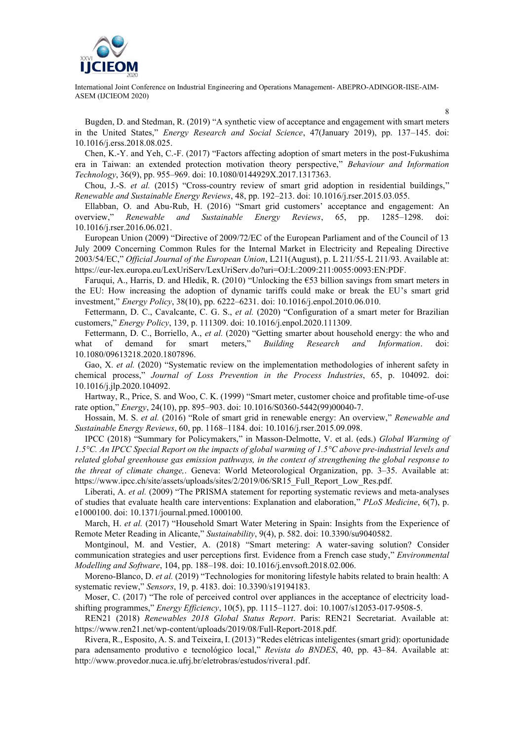Bugden, D. and Stedman, R. (2019) “A synthetic view of acceptance and engagement with smart meters in the United States,” *Energy Research and Social Science*, 47(January 2019), pp. 137–145. doi: 10.1016/j.erss.2018.08.025.

Chen, K.-Y. and Yeh, C.-F. (2017) “Factors affecting adoption of smart meters in the post-Fukushima era in Taiwan: an extended protection motivation theory perspective,” *Behaviour and Information Technology*, 36(9), pp. 955–969. doi: 10.1080/0144929X.2017.1317363.

Chou, J.-S. *et al.* (2015) “Cross-country review of smart grid adoption in residential buildings,” *Renewable and Sustainable Energy Reviews*, 48, pp. 192–213. doi: 10.1016/j.rser.2015.03.055.

Ellabban, O. and Abu-Rub, H. (2016) “Smart grid customers' acceptance and engagement: An overview,” *Renewable and Sustainable Energy Reviews*, 65, pp. 1285–1298. doi: 10.1016/j.rser.2016.06.021.

European Union (2009) “Directive of 2009/72/EC of the European Parliament and of the Council of 13 July 2009 Concerning Common Rules for the Internal Market in Electricity and Repealing Directive 2003/54/EC,” *Official Journal of the European Union*, L211(August), p. L 211/55-L 211/93. Available at: https://eur-lex.europa.eu/LexUriServ/LexUriServ.do?uri=OJ:L:2009:211:0055:0093:EN:PDF.

Faruqui, A., Harris, D. and Hledik, R. (2010) “Unlocking the €53 billion savings from smart meters in the EU: How increasing the adoption of dynamic tariffs could make or break the EU's smart grid investment,” *Energy Policy*, 38(10), pp. 6222–6231. doi: 10.1016/j.enpol.2010.06.010.

Fettermann, D. C., Cavalcante, C. G. S., *et al.* (2020) “Configuration of a smart meter for Brazilian customers,” *Energy Policy*, 139, p. 111309. doi: 10.1016/j.enpol.2020.111309.

Fettermann, D. C., Borriello, A., *et al.* (2020) “Getting smarter about household energy: the who and what of demand for smart meters,” *Building Research and Information*. doi: 10.1080/09613218.2020.1807896.

Gao, X. *et al.* (2020) “Systematic review on the implementation methodologies of inherent safety in chemical process,” *Journal of Loss Prevention in the Process Industries*, 65, p. 104092. doi: 10.1016/j.jlp.2020.104092.

Hartway, R., Price, S. and Woo, C. K. (1999) “Smart meter, customer choice and profitable time-of-use rate option,” *Energy*, 24(10), pp. 895–903. doi: 10.1016/S0360-5442(99)00040-7.

Hossain, M. S. *et al.* (2016) “Role of smart grid in renewable energy: An overview,” *Renewable and Sustainable Energy Reviews*, 60, pp. 1168–1184. doi: 10.1016/j.rser.2015.09.098.

IPCC (2018) “Summary for Policymakers,” in Masson-Delmotte, V. et al. (eds.) *Global Warming of 1.5°C. An IPCC Special Report on the impacts of global warming of 1.5°C above pre-industrial levels and related global greenhouse gas emission pathways, in the context of strengthening the global response to the threat of climate change,*. Geneva: World Meteorological Organization, pp. 3–35. Available at: https://www.ipcc.ch/site/assets/uploads/sites/2/2019/06/SR15_Full_Report_Low_Res.pdf.

Liberati, A. *et al.* (2009) “The PRISMA statement for reporting systematic reviews and meta-analyses of studies that evaluate health care interventions: Explanation and elaboration,” *PLoS Medicine*, 6(7), p. e1000100. doi: 10.1371/journal.pmed.1000100.

March, H. *et al.* (2017) “Household Smart Water Metering in Spain: Insights from the Experience of Remote Meter Reading in Alicante,” *Sustainability*, 9(4), p. 582. doi: 10.3390/su9040582.

Montginoul, M. and Vestier, A. (2018) “Smart metering: A water-saving solution? Consider communication strategies and user perceptions first. Evidence from a French case study,” *Environmental Modelling and Software*, 104, pp. 188–198. doi: 10.1016/j.envsoft.2018.02.006.

Moreno-Blanco, D. *et al.* (2019) “Technologies for monitoring lifestyle habits related to brain health: A systematic review,” *Sensors*, 19, p. 4183. doi: 10.3390/s19194183.

Moser, C. (2017) “The role of perceived control over appliances in the acceptance of electricity load-shifting programmes,” *Energy Efficiency*, 10(5), pp. 1115–1127. doi: 10.1007/s12053-017-9508-5.

REN21 (2018) *Renewables 2018 Global Status Report*. Paris: REN21 Secretariat. Available at: https://www.ren21.net/wp-content/uploads/2019/08/Full-Report-2018.pdf.

Rivera, R., Esposito, A. S. and Teixeira, I. (2013) “Redes elétricas inteligentes (smart grid): oportunidade para adensamento produtivo e tecnológico local,” *Revista do BNDES*, 40, pp. 43–84. Available at: http://www.provedor.nuca.ie.ufrj.br/eletrobras/estudos/rivera1.pdf.